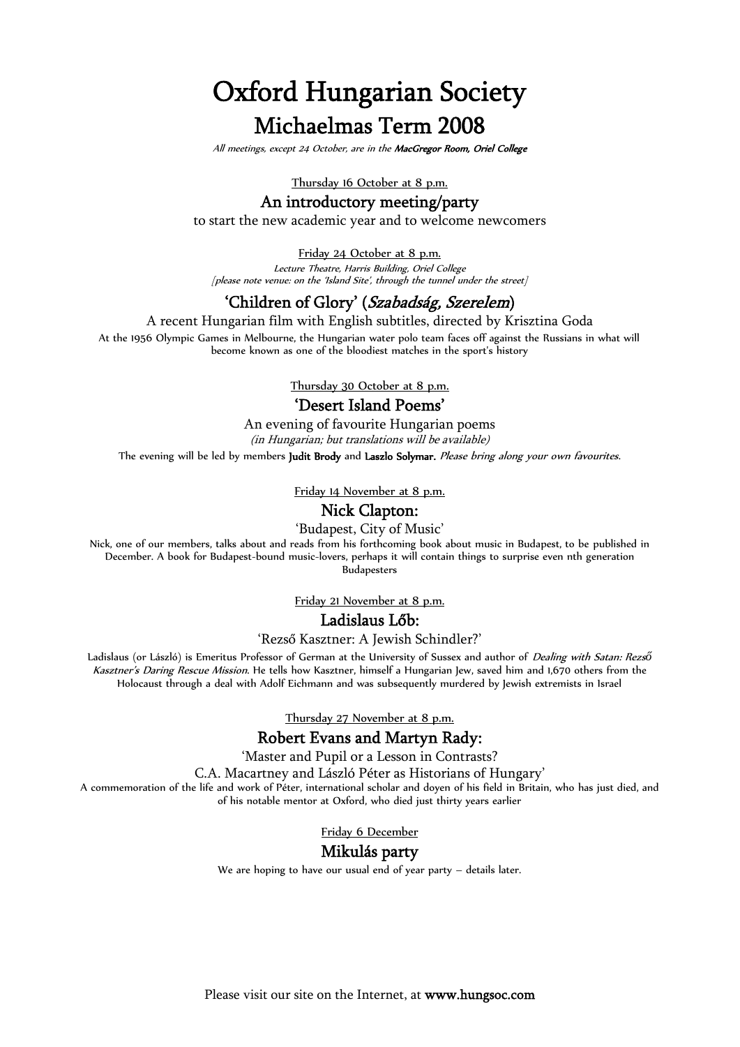# Oxford Hungarian Society

## Michaelmas Term 2008

*All meetings, except 24 October, are in the **MacGregor Room, Oriel College***

Thursday 16 October at 8 p.m.

### An introductory meeting/party

to start the new academic year and to welcome newcomers

Friday 24 October at 8 p.m.

*Lecture Theatre, Harris Building, Oriel College*
*[please note venue: on the 'Island Site', through the tunnel under the street]*

### 'Children of Glory' (*Szabadság, Szerelem*)

A recent Hungarian film with English subtitles, directed by Krisztina Goda

At the 1956 Olympic Games in Melbourne, the Hungarian water polo team faces off against the Russians in what will become known as one of the bloodiest matches in the sport's history

Thursday 30 October at 8 p.m.

### 'Desert Island Poems'

An evening of favourite Hungarian poems
*(in Hungarian; but translations will be available)*

The evening will be led by members **Judit Brody** and **Laszlo Solymar.** *Please bring along your own favourites.*

Friday 14 November at 8 p.m.

### Nick Clapton:

'Budapest, City of Music'

Nick, one of our members, talks about and reads from his forthcoming book about music in Budapest, to be published in December. A book for Budapest-bound music-lovers, perhaps it will contain things to surprise even nth generation Budapesters

Friday 21 November at 8 p.m.

### Ladislaus Lőb:

'Rezső Kasztner: A Jewish Schindler?'

Ladislaus (or László) is Emeritus Professor of German at the University of Sussex and author of *Dealing with Satan: Rezső Kasztner's Daring Rescue Mission*. He tells how Kasztner, himself a Hungarian Jew, saved him and 1,670 others from the Holocaust through a deal with Adolf Eichmann and was subsequently murdered by Jewish extremists in Israel

Thursday 27 November at 8 p.m.

### Robert Evans and Martyn Rady:

'Master and Pupil or a Lesson in Contrasts?
C.A. Macartney and László Péter as Historians of Hungary'

A commemoration of the life and work of Péter, international scholar and doyen of his field in Britain, who has just died, and of his notable mentor at Oxford, who died just thirty years earlier

Friday 6 December

### Mikulás party

We are hoping to have our usual end of year party – details later.

Please visit our site on the Internet, at **www.hungsoc.com**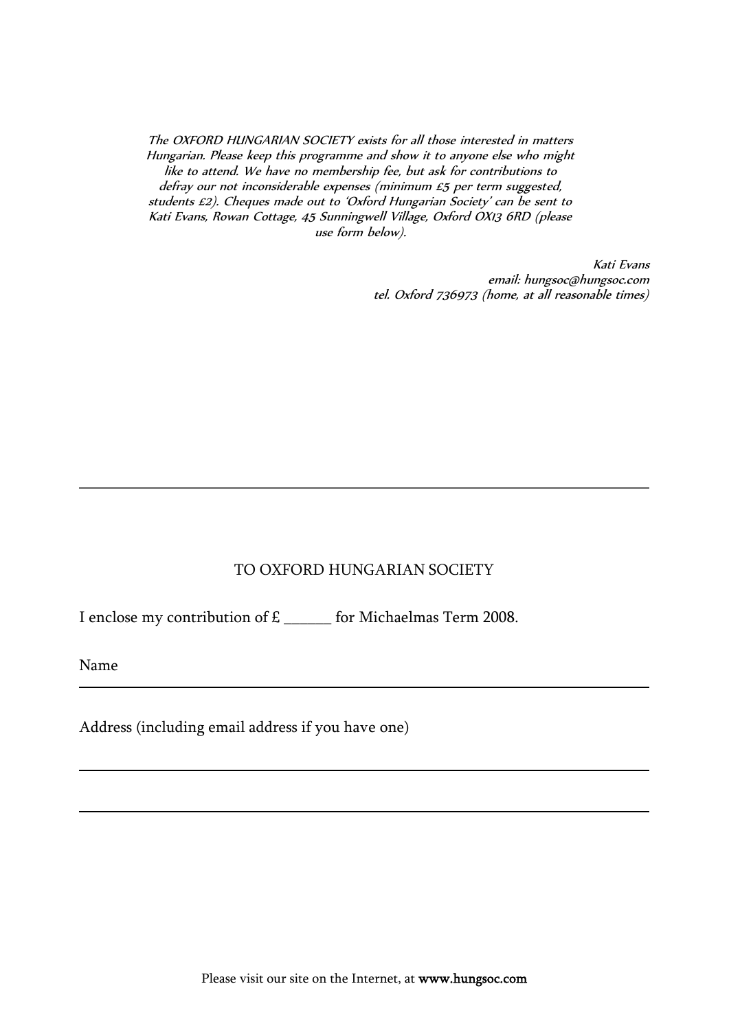*The OXFORD HUNGARIAN SOCIETY exists for all those interested in matters Hungarian. Please keep this programme and show it to anyone else who might like to attend. We have no membership fee, but ask for contributions to defray our not inconsiderable expenses (minimum £5 per term suggested, students £2). Cheques made out to 'Oxford Hungarian Society' can be sent to Kati Evans, Rowan Cottage, 45 Sunningwell Village, Oxford OX13 6RD (please use form below).*

*Kati Evans*
*email: hungsoc@hungsoc.com*
*tel. Oxford 736973 (home, at all reasonable times)*

---

TO OXFORD HUNGARIAN SOCIETY

I enclose my contribution of £ ______ for Michaelmas Term 2008.

Name

______________________________________________________________

Address (including email address if you have one)

______________________________________________________________

______________________________________________________________

Please visit our site on the Internet, at **www.hungsoc.com**